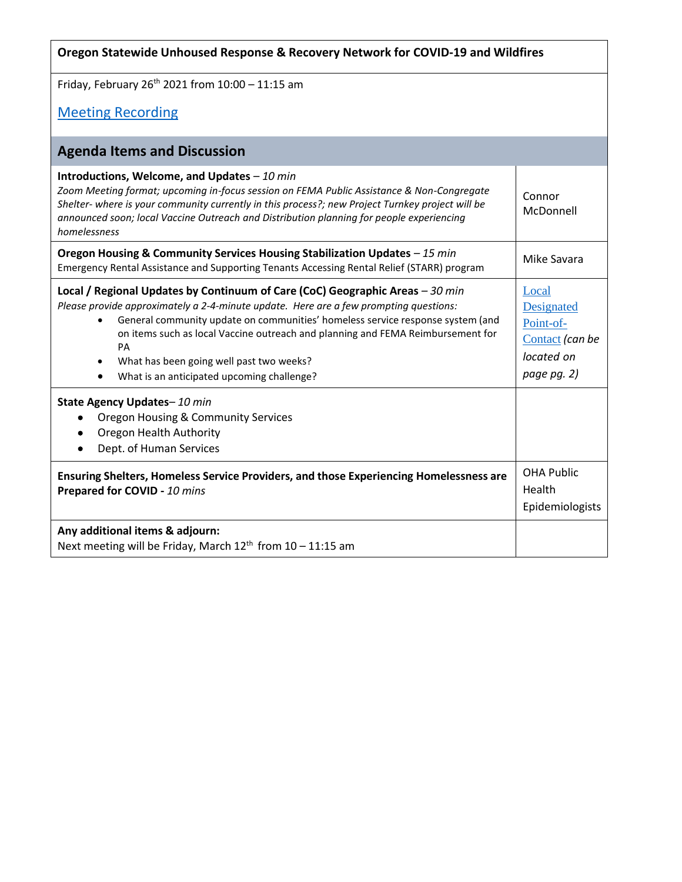**Oregon Statewide Unhoused Response & Recovery Network for COVID-19 and Wildfires**

Friday, February 26th 2021 from 10:00 – 11:15 am

[Meeting Recording]

## Agenda Items and Discussion

| Agenda Item | Presenter |
| --- | --- |
| **Introductions, Welcome, and Updates** – *10 min*<br>*Zoom Meeting format; upcoming in-focus session on FEMA Public Assistance & Non-Congregate Shelter- where is your community currently in this process?; new Project Turnkey project will be announced soon; local Vaccine Outreach and Distribution planning for people experiencing homelessness* | Connor McDonnell |
| **Oregon Housing & Community Services Housing Stabilization Updates** – *15 min*<br>Emergency Rental Assistance and Supporting Tenants Accessing Rental Relief (STARR) program | Mike Savara |
| **Local / Regional Updates by Continuum of Care (CoC) Geographic Areas** – *30 min*<br>*Please provide approximately a 2-4-minute update. Here are a few prompting questions:*<br>• General community update on communities' homeless service response system (and on items such as local Vaccine outreach and planning and FEMA Reimbursement for PA<br>• What has been going well past two weeks?<br>• What is an anticipated upcoming challenge? | [Local Designated Point-of-Contact] *(can be located on page pg. 2)* |
| **State Agency Updates**– *10 min*<br>• Oregon Housing & Community Services<br>• Oregon Health Authority<br>• Dept. of Human Services | |
| **Ensuring Shelters, Homeless Service Providers, and those Experiencing Homelessness are Prepared for COVID -** *10 mins* | OHA Public Health Epidemiologists |
| **Any additional items & adjourn:**<br>Next meeting will be Friday, March 12th from 10 – 11:15 am | |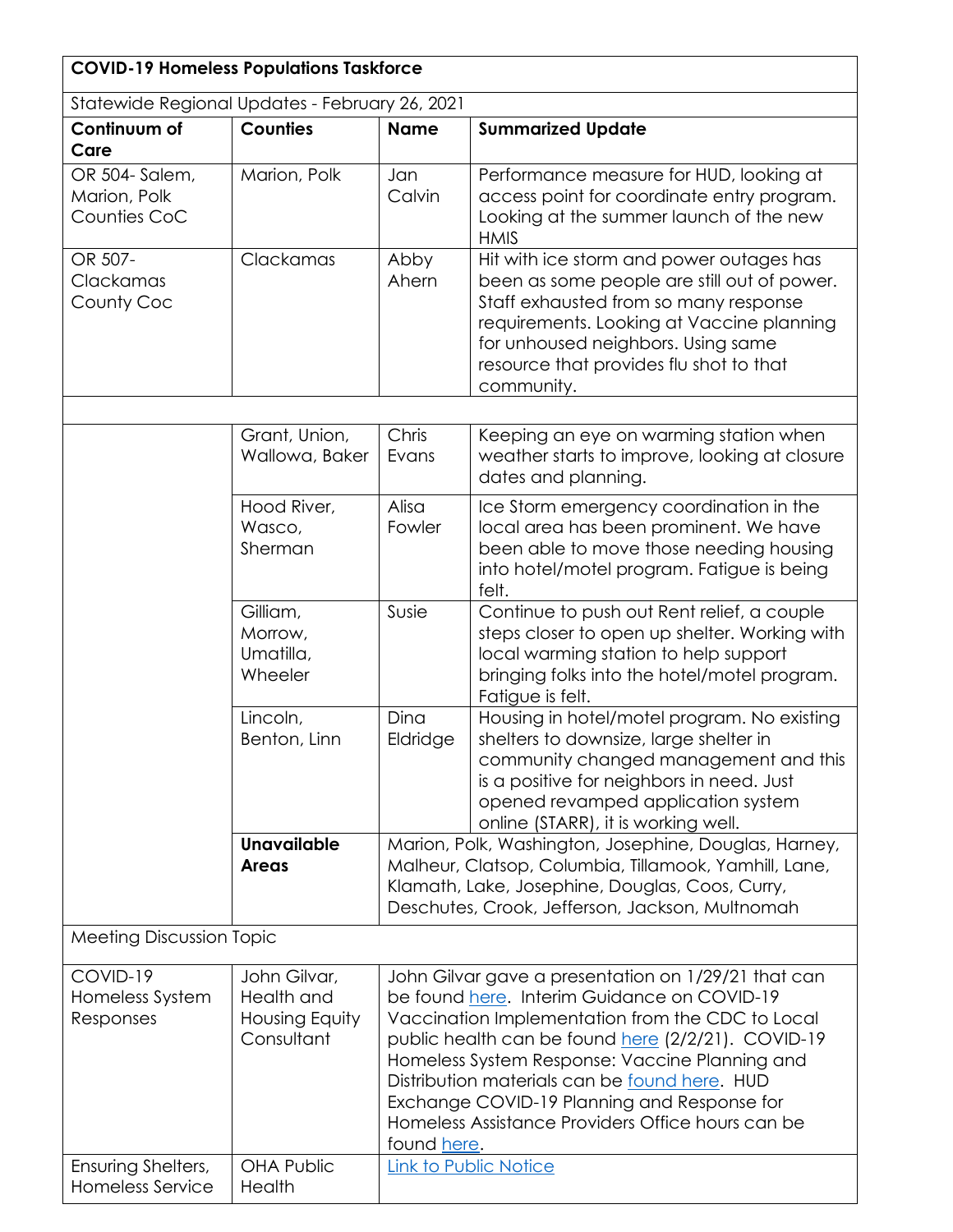| **COVID-19 Homeless Populations Taskforce** | | | |
|---|---|---|---|
| Statewide Regional Updates - February 26, 2021 | | | |
| **Continuum of Care** | **Counties** | **Name** | **Summarized Update** |
| OR 504- Salem, Marion, Polk Counties CoC | Marion, Polk | Jan Calvin | Performance measure for HUD, looking at access point for coordinate entry program. Looking at the summer launch of the new HMIS |
| OR 507- Clackamas County Coc | Clackamas | Abby Ahern | Hit with ice storm and power outages has been as some people are still out of power. Staff exhausted from so many response requirements. Looking at Vaccine planning for unhoused neighbors. Using same resource that provides flu shot to that community. |
| | | | |
| | Grant, Union, Wallowa, Baker | Chris Evans | Keeping an eye on warming station when weather starts to improve, looking at closure dates and planning. |
| | Hood River, Wasco, Sherman | Alisa Fowler | Ice Storm emergency coordination in the local area has been prominent. We have been able to move those needing housing into hotel/motel program. Fatigue is being felt. |
| | Gilliam, Morrow, Umatilla, Wheeler | Susie | Continue to push out Rent relief, a couple steps closer to open up shelter. Working with local warming station to help support bringing folks into the hotel/motel program. Fatigue is felt. |
| | Lincoln, Benton, Linn | Dina Eldridge | Housing in hotel/motel program. No existing shelters to downsize, large shelter in community changed management and this is a positive for neighbors in need. Just opened revamped application system online (STARR), it is working well. |
| | **Unavailable Areas** | Marion, Polk, Washington, Josephine, Douglas, Harney, Malheur, Clatsop, Columbia, Tillamook, Yamhill, Lane, Klamath, Lake, Josephine, Douglas, Coos, Curry, Deschutes, Crook, Jefferson, Jackson, Multnomah | |
| Meeting Discussion Topic | | | |
| COVID-19 Homeless System Responses | John Gilvar, Health and Housing Equity Consultant | John Gilvar gave a presentation on 1/29/21 that can be found here. Interim Guidance on COVID-19 Vaccination Implementation from the CDC to Local public health can be found here (2/2/21). COVID-19 Homeless System Response: Vaccine Planning and Distribution materials can be found here. HUD Exchange COVID-19 Planning and Response for Homeless Assistance Providers Office hours can be found here. | |
| Ensuring Shelters, Homeless Service | OHA Public Health | Link to Public Notice | |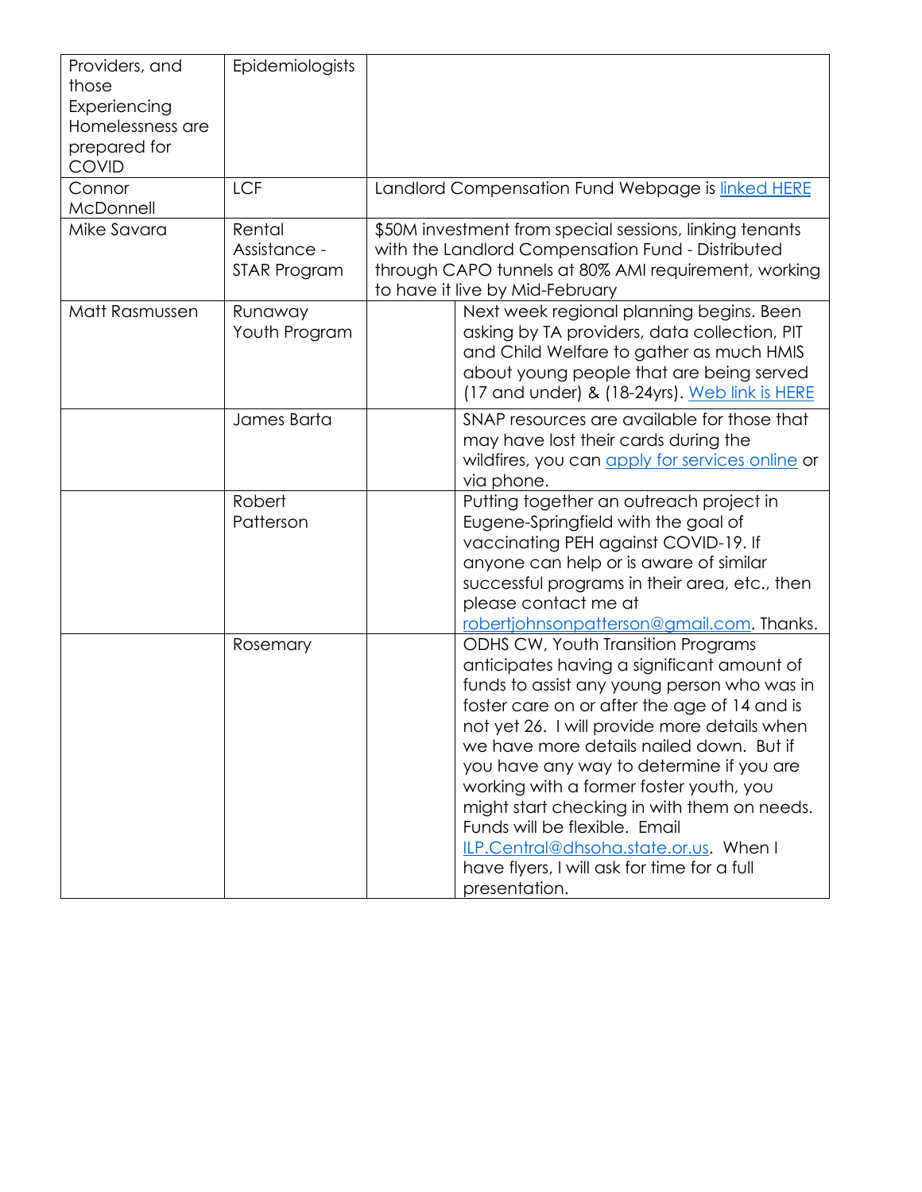| | | | |
|---|---|---|---|
| Providers, and those Experiencing Homelessness are prepared for COVID | Epidemiologists | | |
| Connor McDonnell | LCF | Landlord Compensation Fund Webpage is linked HERE | |
| Mike Savara | Rental Assistance - STAR Program | $50M investment from special sessions, linking tenants with the Landlord Compensation Fund - Distributed through CAPO tunnels at 80% AMI requirement, working to have it live by Mid-February | |
| Matt Rasmussen | Runaway Youth Program | | Next week regional planning begins. Been asking by TA providers, data collection, PIT and Child Welfare to gather as much HMIS about young people that are being served (17 and under) & (18-24yrs). Web link is HERE |
| | James Barta | | SNAP resources are available for those that may have lost their cards during the wildfires, you can apply for services online or via phone. |
| | Robert Patterson | | Putting together an outreach project in Eugene-Springfield with the goal of vaccinating PEH against COVID-19. If anyone can help or is aware of similar successful programs in their area, etc., then please contact me at robertjohnsonpatterson@gmail.com. Thanks. |
| | Rosemary | | ODHS CW, Youth Transition Programs anticipates having a significant amount of funds to assist any young person who was in foster care on or after the age of 14 and is not yet 26. I will provide more details when we have more details nailed down. But if you have any way to determine if you are working with a former foster youth, you might start checking in with them on needs. Funds will be flexible. Email ILP.Central@dhsoha.state.or.us. When I have flyers, I will ask for time for a full presentation. |